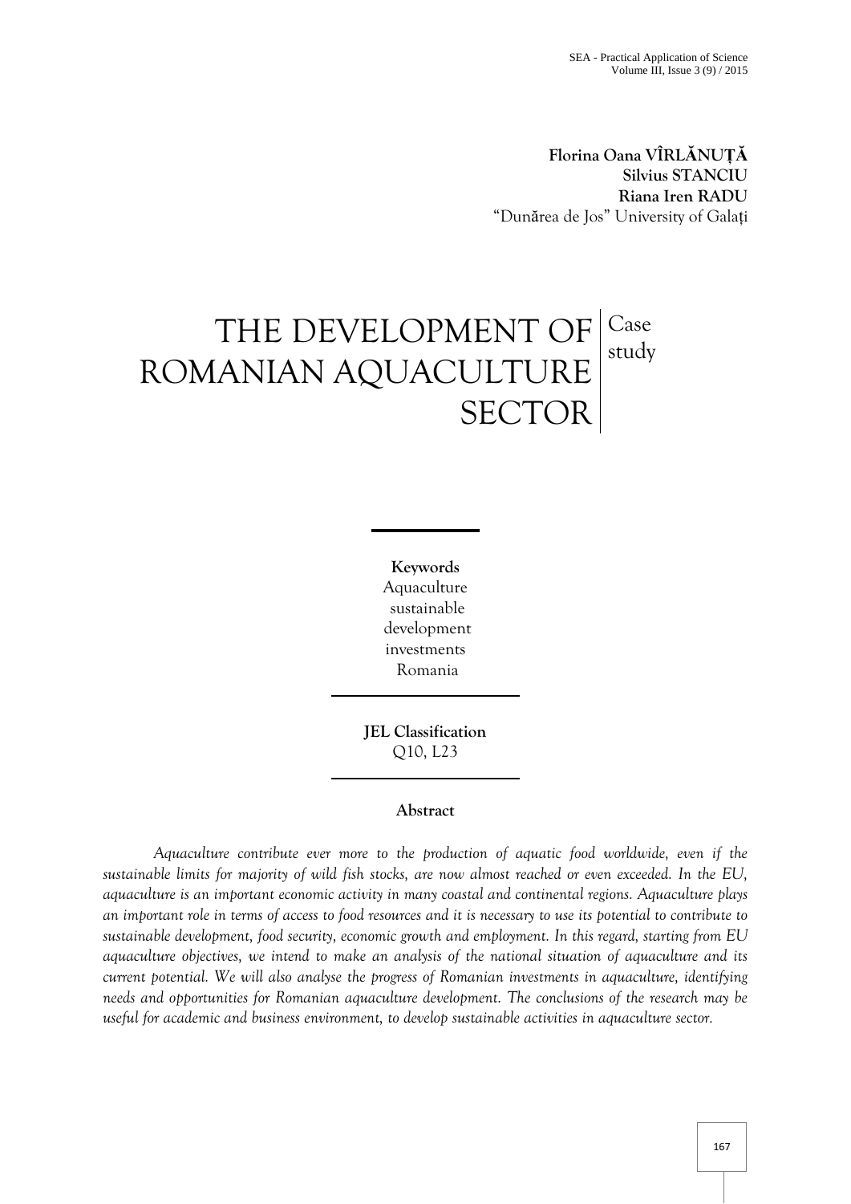**Florina Oana VÎRLĂNUȚĂ**
**Silvius STANCIU**
**Riana Iren RADU**
"Dunărea de Jos" University of Galați

# THE DEVELOPMENT OF ROMANIAN AQUACULTURE SECTOR

Case study

**Keywords**
Aquaculture
sustainable
development
investments
Romania

**JEL Classification**
Q10, L23

**Abstract**

*Aquaculture contribute ever more to the production of aquatic food worldwide, even if the sustainable limits for majority of wild fish stocks, are now almost reached or even exceeded. In the EU, aquaculture is an important economic activity in many coastal and continental regions. Aquaculture plays an important role in terms of access to food resources and it is necessary to use its potential to contribute to sustainable development, food security, economic growth and employment. In this regard, starting from EU aquaculture objectives, we intend to make an analysis of the national situation of aquaculture and its current potential. We will also analyse the progress of Romanian investments in aquaculture, identifying needs and opportunities for Romanian aquaculture development. The conclusions of the research may be useful for academic and business environment, to develop sustainable activities in aquaculture sector.*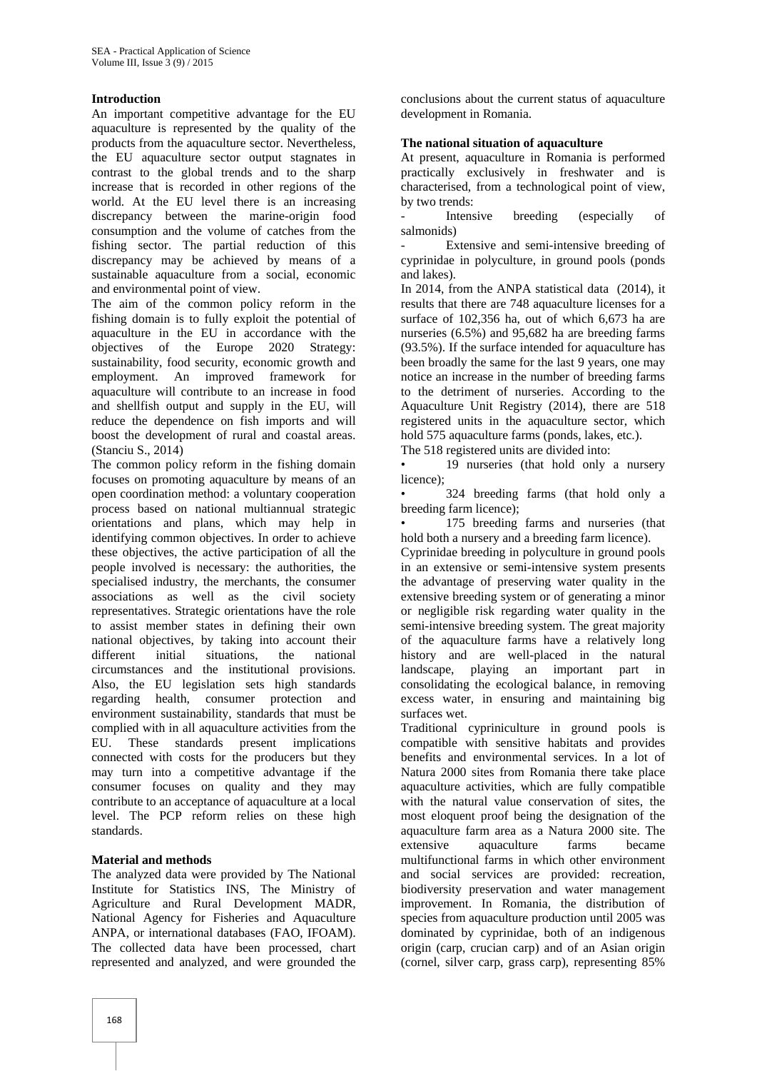## Introduction

An important competitive advantage for the EU aquaculture is represented by the quality of the products from the aquaculture sector. Nevertheless, the EU aquaculture sector output stagnates in contrast to the global trends and to the sharp increase that is recorded in other regions of the world. At the EU level there is an increasing discrepancy between the marine-origin food consumption and the volume of catches from the fishing sector. The partial reduction of this discrepancy may be achieved by means of a sustainable aquaculture from a social, economic and environmental point of view.

The aim of the common policy reform in the fishing domain is to fully exploit the potential of aquaculture in the EU in accordance with the objectives of the Europe 2020 Strategy: sustainability, food security, economic growth and employment. An improved framework for aquaculture will contribute to an increase in food and shellfish output and supply in the EU, will reduce the dependence on fish imports and will boost the development of rural and coastal areas. (Stanciu S., 2014)

The common policy reform in the fishing domain focuses on promoting aquaculture by means of an open coordination method: a voluntary cooperation process based on national multiannual strategic orientations and plans, which may help in identifying common objectives. In order to achieve these objectives, the active participation of all the people involved is necessary: the authorities, the specialised industry, the merchants, the consumer associations as well as the civil society representatives. Strategic orientations have the role to assist member states in defining their own national objectives, by taking into account their different initial situations, the national circumstances and the institutional provisions. Also, the EU legislation sets high standards regarding health, consumer protection and environment sustainability, standards that must be complied with in all aquaculture activities from the EU. These standards present implications connected with costs for the producers but they may turn into a competitive advantage if the consumer focuses on quality and they may contribute to an acceptance of aquaculture at a local level. The PCP reform relies on these high standards.

## Material and methods

The analyzed data were provided by The National Institute for Statistics INS, The Ministry of Agriculture and Rural Development MADR, National Agency for Fisheries and Aquaculture ANPA, or international databases (FAO, IFOAM). The collected data have been processed, chart represented and analyzed, and were grounded the conclusions about the current status of aquaculture development in Romania.

## The national situation of aquaculture

At present, aquaculture in Romania is performed practically exclusively in freshwater and is characterised, from a technological point of view, by two trends:

- Intensive breeding (especially of salmonids)
- Extensive and semi-intensive breeding of cyprinidae in polyculture, in ground pools (ponds and lakes).

In 2014, from the ANPA statistical data (2014), it results that there are 748 aquaculture licenses for a surface of 102,356 ha, out of which 6,673 ha are nurseries (6.5%) and 95,682 ha are breeding farms (93.5%). If the surface intended for aquaculture has been broadly the same for the last 9 years, one may notice an increase in the number of breeding farms to the detriment of nurseries. According to the Aquaculture Unit Registry (2014), there are 518 registered units in the aquaculture sector, which hold 575 aquaculture farms (ponds, lakes, etc.).

The 518 registered units are divided into:

- 19 nurseries (that hold only a nursery licence);
- 324 breeding farms (that hold only a breeding farm licence);
- 175 breeding farms and nurseries (that hold both a nursery and a breeding farm licence).

Cyprinidae breeding in polyculture in ground pools in an extensive or semi-intensive system presents the advantage of preserving water quality in the extensive breeding system or of generating a minor or negligible risk regarding water quality in the semi-intensive breeding system. The great majority of the aquaculture farms have a relatively long history and are well-placed in the natural landscape, playing an important part in consolidating the ecological balance, in removing excess water, in ensuring and maintaining big surfaces wet.

Traditional cypriniculture in ground pools is compatible with sensitive habitats and provides benefits and environmental services. In a lot of Natura 2000 sites from Romania there take place aquaculture activities, which are fully compatible with the natural value conservation of sites, the most eloquent proof being the designation of the aquaculture farm area as a Natura 2000 site. The extensive aquaculture farms became multifunctional farms in which other environment and social services are provided: recreation, biodiversity preservation and water management improvement. In Romania, the distribution of species from aquaculture production until 2005 was dominated by cyprinidae, both of an indigenous origin (carp, crucian carp) and of an Asian origin (cornel, silver carp, grass carp), representing 85%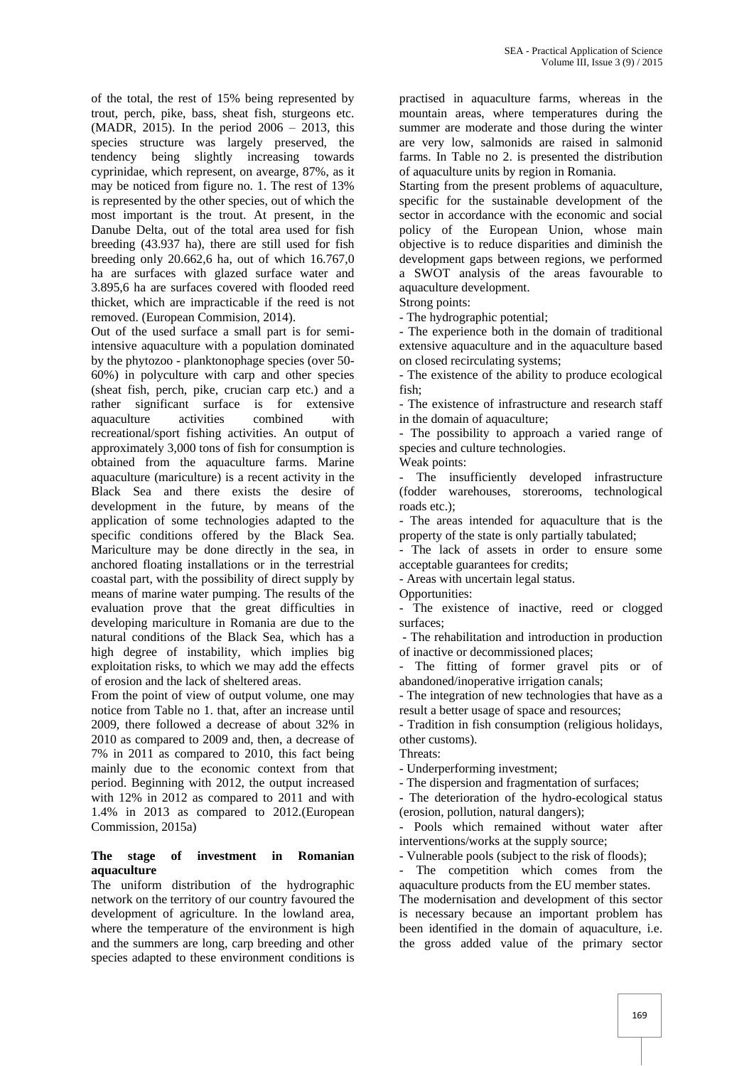of the total, the rest of 15% being represented by trout, perch, pike, bass, sheat fish, sturgeons etc. (MADR, 2015). In the period 2006 – 2013, this species structure was largely preserved, the tendency being slightly increasing towards cyprinidae, which represent, on avearge, 87%, as it may be noticed from figure no. 1. The rest of 13% is represented by the other species, out of which the most important is the trout. At present, in the Danube Delta, out of the total area used for fish breeding (43.937 ha), there are still used for fish breeding only 20.662,6 ha, out of which 16.767,0 ha are surfaces with glazed surface water and 3.895,6 ha are surfaces covered with flooded reed thicket, which are impracticable if the reed is not removed. (European Commision, 2014).

Out of the used surface a small part is for semi-intensive aquaculture with a population dominated by the phytozoo - planktonophage species (over 50-60%) in polyculture with carp and other species (sheat fish, perch, pike, crucian carp etc.) and a rather significant surface is for extensive aquaculture activities combined with recreational/sport fishing activities. An output of approximately 3,000 tons of fish for consumption is obtained from the aquaculture farms. Marine aquaculture (mariculture) is a recent activity in the Black Sea and there exists the desire of development in the future, by means of the application of some technologies adapted to the specific conditions offered by the Black Sea. Mariculture may be done directly in the sea, in anchored floating installations or in the terrestrial coastal part, with the possibility of direct supply by means of marine water pumping. The results of the evaluation prove that the great difficulties in developing mariculture in Romania are due to the natural conditions of the Black Sea, which has a high degree of instability, which implies big exploitation risks, to which we may add the effects of erosion and the lack of sheltered areas.

From the point of view of output volume, one may notice from Table no 1. that, after an increase until 2009, there followed a decrease of about 32% in 2010 as compared to 2009 and, then, a decrease of 7% in 2011 as compared to 2010, this fact being mainly due to the economic context from that period. Beginning with 2012, the output increased with 12% in 2012 as compared to 2011 and with 1.4% in 2013 as compared to 2012.(European Commission, 2015a)

**The stage of investment in Romanian aquaculture**

The uniform distribution of the hydrographic network on the territory of our country favoured the development of agriculture. In the lowland area, where the temperature of the environment is high and the summers are long, carp breeding and other species adapted to these environment conditions is practised in aquaculture farms, whereas in the mountain areas, where temperatures during the summer are moderate and those during the winter are very low, salmonids are raised in salmonid farms. In Table no 2. is presented the distribution of aquaculture units by region in Romania.

Starting from the present problems of aquaculture, specific for the sustainable development of the sector in accordance with the economic and social policy of the European Union, whose main objective is to reduce disparities and diminish the development gaps between regions, we performed a SWOT analysis of the areas favourable to aquaculture development.

Strong points:

- The hydrographic potential;
- The experience both in the domain of traditional extensive aquaculture and in the aquaculture based on closed recirculating systems;
- The existence of the ability to produce ecological fish;
- The existence of infrastructure and research staff in the domain of aquaculture;
- The possibility to approach a varied range of species and culture technologies.

Weak points:

- The insufficiently developed infrastructure (fodder warehouses, storerooms, technological roads etc.);
- The areas intended for aquaculture that is the property of the state is only partially tabulated;
- The lack of assets in order to ensure some acceptable guarantees for credits;
- Areas with uncertain legal status.

Opportunities:

- The existence of inactive, reed or clogged surfaces;
- The rehabilitation and introduction in production of inactive or decommissioned places;
- The fitting of former gravel pits or of abandoned/inoperative irrigation canals;
- The integration of new technologies that have as a result a better usage of space and resources;
- Tradition in fish consumption (religious holidays, other customs).

Threats:

- Underperforming investment;
- The dispersion and fragmentation of surfaces;
- The deterioration of the hydro-ecological status (erosion, pollution, natural dangers);
- Pools which remained without water after interventions/works at the supply source;
- Vulnerable pools (subject to the risk of floods);
- The competition which comes from the aquaculture products from the EU member states.

The modernisation and development of this sector is necessary because an important problem has been identified in the domain of aquaculture, i.e. the gross added value of the primary sector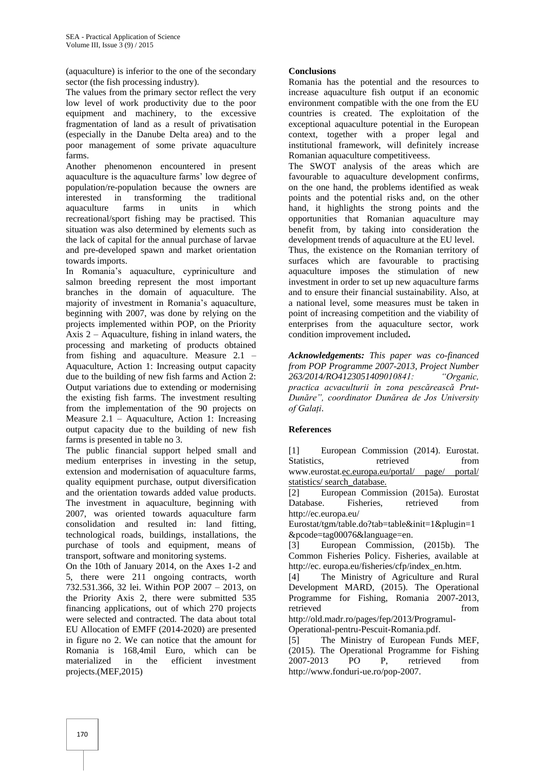(aquaculture) is inferior to the one of the secondary sector (the fish processing industry).

The values from the primary sector reflect the very low level of work productivity due to the poor equipment and machinery, to the excessive fragmentation of land as a result of privatisation (especially in the Danube Delta area) and to the poor management of some private aquaculture farms.

Another phenomenon encountered in present aquaculture is the aquaculture farms' low degree of population/re-population because the owners are interested in transforming the traditional aquaculture farms in units in which recreational/sport fishing may be practised. This situation was also determined by elements such as the lack of capital for the annual purchase of larvae and pre-developed spawn and market orientation towards imports.

In Romania's aquaculture, cypriniculture and salmon breeding represent the most important branches in the domain of aquaculture. The majority of investment in Romania's aquaculture, beginning with 2007, was done by relying on the projects implemented within POP, on the Priority Axis 2 – Aquaculture, fishing in inland waters, the processing and marketing of products obtained from fishing and aquaculture. Measure 2.1 – Aquaculture, Action 1: Increasing output capacity due to the building of new fish farms and Action 2: Output variations due to extending or modernising the existing fish farms. The investment resulting from the implementation of the 90 projects on Measure 2.1 – Aquaculture, Action 1: Increasing output capacity due to the building of new fish farms is presented in table no 3.

The public financial support helped small and medium enterprises in investing in the setup, extension and modernisation of aquaculture farms, quality equipment purchase, output diversification and the orientation towards added value products. The investment in aquaculture, beginning with 2007, was oriented towards aquaculture farm consolidation and resulted in: land fitting, technological roads, buildings, installations, the purchase of tools and equipment, means of transport, software and monitoring systems.

On the 10th of January 2014, on the Axes 1-2 and 5, there were 211 ongoing contracts, worth 732.531.366, 32 lei. Within POP 2007 – 2013, on the Priority Axis 2, there were submitted 535 financing applications, out of which 270 projects were selected and contracted. The data about total EU Allocation of EMFF (2014-2020) are presented in figure no 2. We can notice that the amount for Romania is 168,4mil Euro, which can be materialized in the efficient investment projects.(MEF,2015)

## Conclusions

Romania has the potential and the resources to increase aquaculture fish output if an economic environment compatible with the one from the EU countries is created. The exploitation of the exceptional aquaculture potential in the European context, together with a proper legal and institutional framework, will definitely increase Romanian aquaculture competitiveess.

The SWOT analysis of the areas which are favourable to aquaculture development confirms, on the one hand, the problems identified as weak points and the potential risks and, on the other hand, it highlights the strong points and the opportunities that Romanian aquaculture may benefit from, by taking into consideration the development trends of aquaculture at the EU level.

Thus, the existence on the Romanian territory of surfaces which are favourable to practising aquaculture imposes the stimulation of new investment in order to set up new aquaculture farms and to ensure their financial sustainability. Also, at a national level, some measures must be taken in point of increasing competition and the viability of enterprises from the aquaculture sector, work condition improvement included**.**

***Acknowledgements:*** *This paper was co-financed from POP Programme 2007-2013, Project Number 263/2014/RO4123051409010841: "Organic, practica acvaculturii în zona pescărească Prut-Dunăre", coordinator Dunărea de Jos University of Galați.*

## References

[1] European Commission (2014). Eurostat. Statistics, retrieved from www.eurostat.ec.europa.eu/portal/ page/ portal/ statistics/ search_database.

[2] European Commission (2015a). Eurostat Database. Fisheries, retrieved from http://ec.europa.eu/ Eurostat/tgm/table.do?tab=table&init=1&plugin=1&pcode=tag00076&language=en.

[3] European Commission, (2015b). The Common Fisheries Policy. Fisheries, available at http://ec. europa.eu/fisheries/cfp/index_en.htm.

[4] The Ministry of Agriculture and Rural Development MARD, (2015). The Operational Programme for Fishing, Romania 2007-2013, retrieved from http://old.madr.ro/pages/fep/2013/Programul-Operational-pentru-Pescuit-Romania.pdf.

[5] The Ministry of European Funds MEF, (2015). The Operational Programme for Fishing 2007-2013 PO P, retrieved from http://www.fonduri-ue.ro/pop-2007.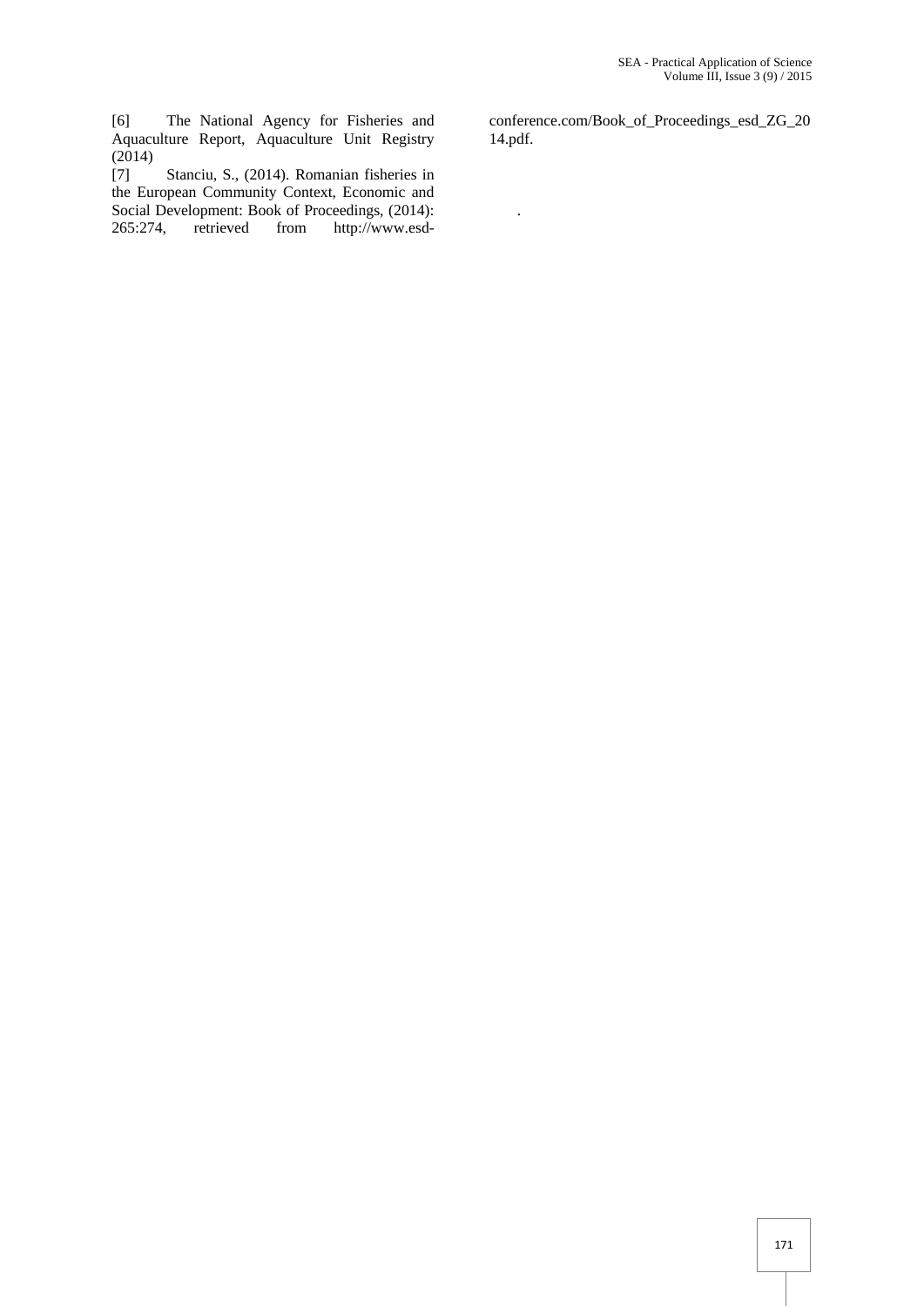[6] The National Agency for Fisheries and Aquaculture Report, Aquaculture Unit Registry (2014)

[7] Stanciu, S., (2014). Romanian fisheries in the European Community Context, Economic and Social Development: Book of Proceedings, (2014): 265:274, retrieved from http://www.esd-conference.com/Book_of_Proceedings_esd_ZG_2014.pdf.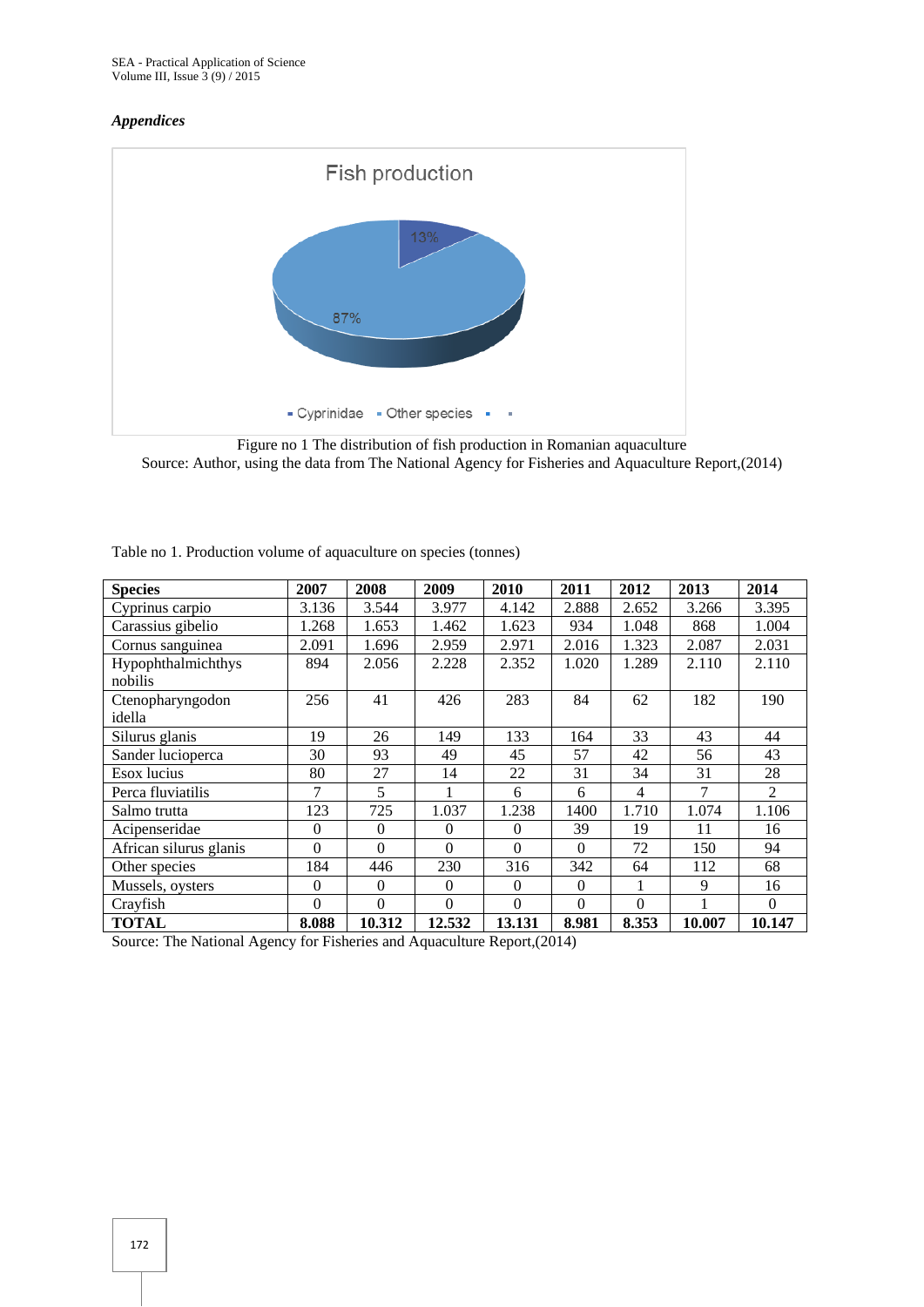***Appendices***

Figure no 1 The distribution of fish production in Romanian aquaculture
Source: Author, using the data from The National Agency for Fisheries and Aquaculture Report,(2014)

Table no 1. Production volume of aquaculture on species (tonnes)

| Species | 2007 | 2008 | 2009 | 2010 | 2011 | 2012 | 2013 | 2014 |
|---|---|---|---|---|---|---|---|---|
| Cyprinus carpio | 3.136 | 3.544 | 3.977 | 4.142 | 2.888 | 2.652 | 3.266 | 3.395 |
| Carassius gibelio | 1.268 | 1.653 | 1.462 | 1.623 | 934 | 1.048 | 868 | 1.004 |
| Cornus sanguinea | 2.091 | 1.696 | 2.959 | 2.971 | 2.016 | 1.323 | 2.087 | 2.031 |
| Hypophthalmichthys nobilis | 894 | 2.056 | 2.228 | 2.352 | 1.020 | 1.289 | 2.110 | 2.110 |
| Ctenopharyngodon idella | 256 | 41 | 426 | 283 | 84 | 62 | 182 | 190 |
| Silurus glanis | 19 | 26 | 149 | 133 | 164 | 33 | 43 | 44 |
| Sander lucioperca | 30 | 93 | 49 | 45 | 57 | 42 | 56 | 43 |
| Esox lucius | 80 | 27 | 14 | 22 | 31 | 34 | 31 | 28 |
| Perca fluviatilis | 7 | 5 | 1 | 6 | 6 | 4 | 7 | 2 |
| Salmo trutta | 123 | 725 | 1.037 | 1.238 | 1400 | 1.710 | 1.074 | 1.106 |
| Acipenseridae | 0 | 0 | 0 | 0 | 39 | 19 | 11 | 16 |
| African silurus glanis | 0 | 0 | 0 | 0 | 0 | 72 | 150 | 94 |
| Other species | 184 | 446 | 230 | 316 | 342 | 64 | 112 | 68 |
| Mussels, oysters | 0 | 0 | 0 | 0 | 0 | 1 | 9 | 16 |
| Crayfish | 0 | 0 | 0 | 0 | 0 | 0 | 1 | 0 |
| **TOTAL** | **8.088** | **10.312** | **12.532** | **13.131** | **8.981** | **8.353** | **10.007** | **10.147** |

Source: The National Agency for Fisheries and Aquaculture Report,(2014)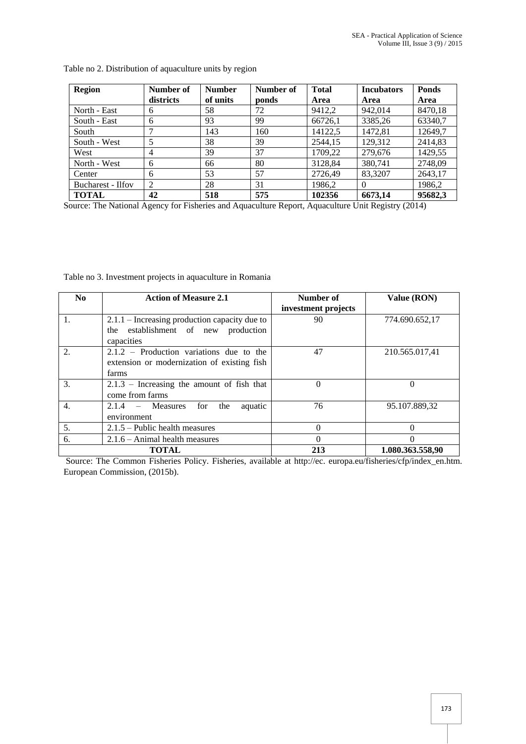Table no 2. Distribution of aquaculture units by region

| Region | Number of districts | Number of units | Number of ponds | Total Area | Incubators Area | Ponds Area |
|---|---|---|---|---|---|---|
| North - East | 6 | 58 | 72 | 9412,2 | 942,014 | 8470,18 |
| South - East | 6 | 93 | 99 | 66726,1 | 3385,26 | 63340,7 |
| South | 7 | 143 | 160 | 14122,5 | 1472,81 | 12649,7 |
| South - West | 5 | 38 | 39 | 2544,15 | 129,312 | 2414,83 |
| West | 4 | 39 | 37 | 1709,22 | 279,676 | 1429,55 |
| North - West | 6 | 66 | 80 | 3128,84 | 380,741 | 2748,09 |
| Center | 6 | 53 | 57 | 2726,49 | 83,3207 | 2643,17 |
| Bucharest - Ilfov | 2 | 28 | 31 | 1986,2 | 0 | 1986,2 |
| **TOTAL** | **42** | **518** | **575** | **102356** | **6673,14** | **95682,3** |

Source: The National Agency for Fisheries and Aquaculture Report, Aquaculture Unit Registry (2014)

Table no 3. Investment projects in aquaculture in Romania

| No | Action of Measure 2.1 | Number of investment projects | Value (RON) |
|---|---|---|---|
| 1. | 2.1.1 – Increasing production capacity due to the establishment of new production capacities | 90 | 774.690.652,17 |
| 2. | 2.1.2 – Production variations due to the extension or modernization of existing fish farms | 47 | 210.565.017,41 |
| 3. | 2.1.3 – Increasing the amount of fish that come from farms | 0 | 0 |
| 4. | 2.1.4 – Measures for the aquatic environment | 76 | 95.107.889,32 |
| 5. | 2.1.5 – Public health measures | 0 | 0 |
| 6. | 2.1.6 – Animal health measures | 0 | 0 |
| **TOTAL** | | **213** | **1.080.363.558,90** |

Source: The Common Fisheries Policy. Fisheries, available at http://ec. europa.eu/fisheries/cfp/index_en.htm. European Commission, (2015b).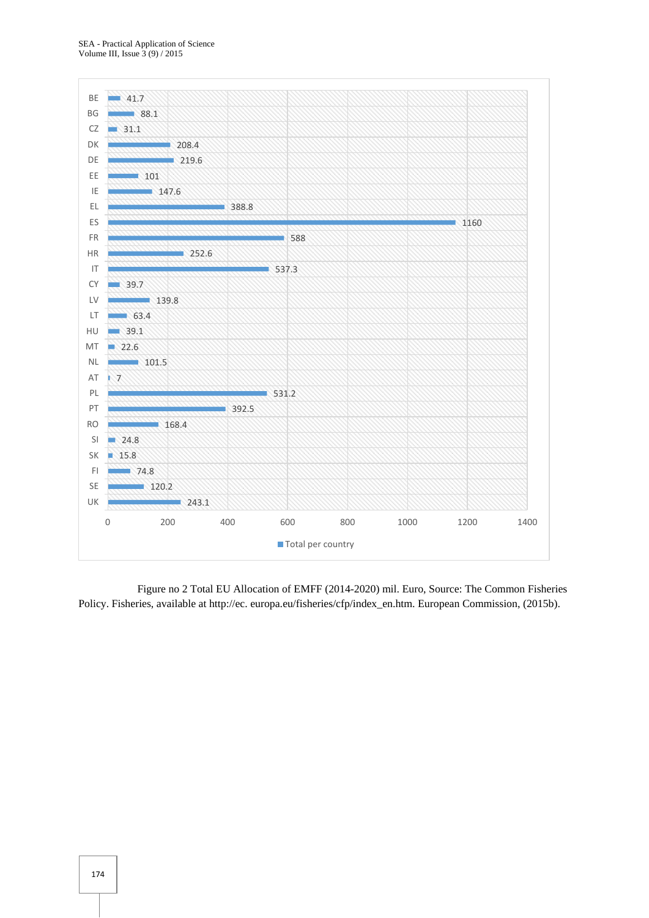BE 41.7
BG 88.1
CZ 31.1
DK 208.4
DE 219.6
EE 101
IE 147.6
EL 388.8
ES 1160
FR 588
HR 252.6
IT 537.3
CY 39.7
LV 139.8
LT 63.4
HU 39.1
MT 22.6
NL 101.5
AT 7
PL 531.2
PT 392.5
RO 168.4
SI 24.8
SK 15.8
FI 74.8
SE 120.2
UK 243.1

0 200 400 600 800 1000 1200 1400

Total per country

Figure no 2 Total EU Allocation of EMFF (2014-2020) mil. Euro, Source: The Common Fisheries Policy. Fisheries, available at http://ec. europa.eu/fisheries/cfp/index_en.htm. European Commission, (2015b).